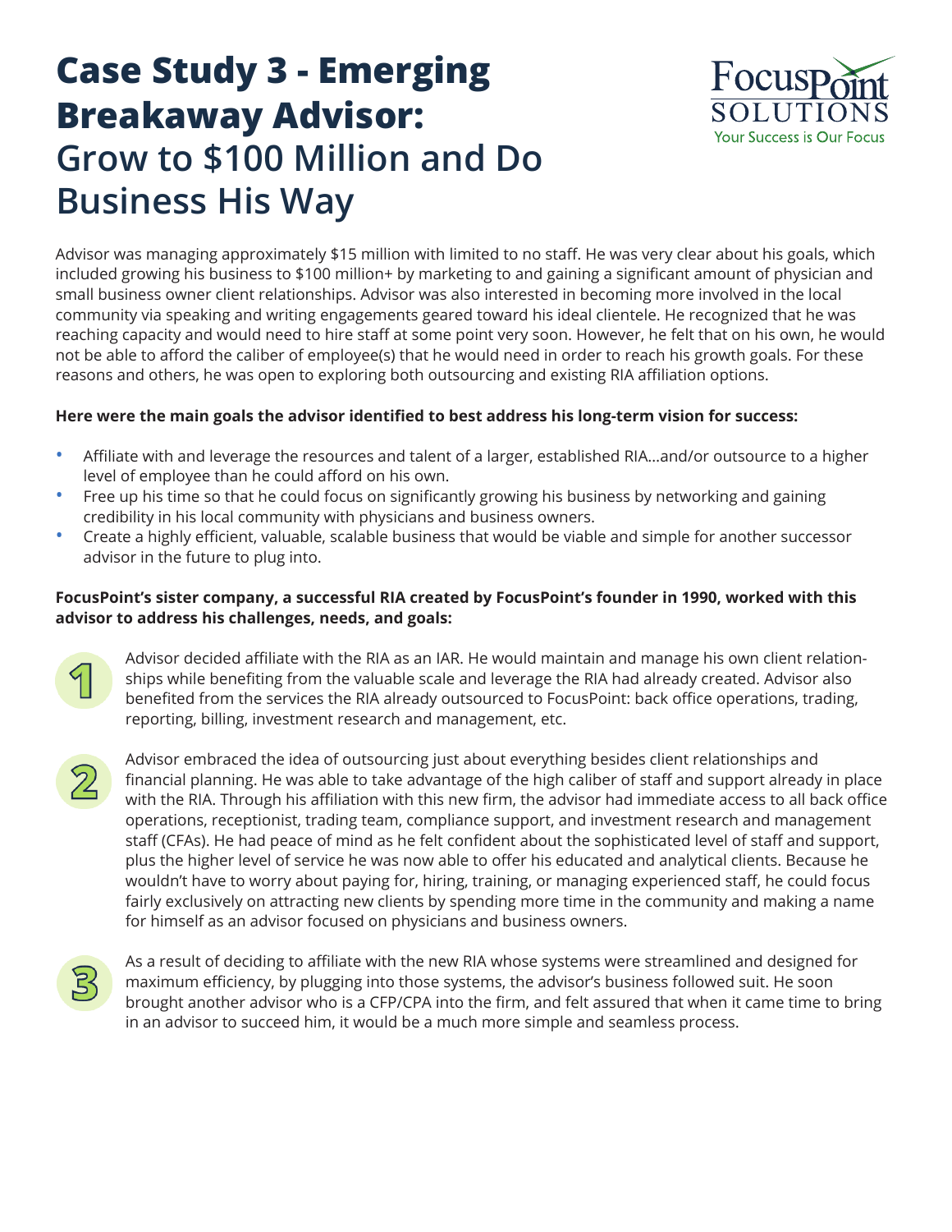# Case Study 3 - Emerging Breakaway Advisor: Grow to $100 Million and Do Business His Way

Advisor was managing approximately $15 million with limited to no staff. He was very clear about his goals, which included growing his business to $100 million+ by marketing to and gaining a significant amount of physician and small business owner client relationships. Advisor was also interested in becoming more involved in the local community via speaking and writing engagements geared toward his ideal clientele. He recognized that he was reaching capacity and would need to hire staff at some point very soon. However, he felt that on his own, he would not be able to afford the caliber of employee(s) that he would need in order to reach his growth goals. For these reasons and others, he was open to exploring both outsourcing and existing RIA affiliation options.

**Here were the main goals the advisor identified to best address his long-term vision for success:**

- Affiliate with and leverage the resources and talent of a larger, established RIA...and/or outsource to a higher level of employee than he could afford on his own.
- Free up his time so that he could focus on significantly growing his business by networking and gaining credibility in his local community with physicians and business owners.
- Create a highly efficient, valuable, scalable business that would be viable and simple for another successor advisor in the future to plug into.

**FocusPoint's sister company, a successful RIA created by FocusPoint's founder in 1990, worked with this advisor to address his challenges, needs, and goals:**

1. Advisor decided affiliate with the RIA as an IAR. He would maintain and manage his own client relationships while benefiting from the valuable scale and leverage the RIA had already created. Advisor also benefited from the services the RIA already outsourced to FocusPoint: back office operations, trading, reporting, billing, investment research and management, etc.

2. Advisor embraced the idea of outsourcing just about everything besides client relationships and financial planning. He was able to take advantage of the high caliber of staff and support already in place with the RIA. Through his affiliation with this new firm, the advisor had immediate access to all back office operations, receptionist, trading team, compliance support, and investment research and management staff (CFAs). He had peace of mind as he felt confident about the sophisticated level of staff and support, plus the higher level of service he was now able to offer his educated and analytical clients. Because he wouldn't have to worry about paying for, hiring, training, or managing experienced staff, he could focus fairly exclusively on attracting new clients by spending more time in the community and making a name for himself as an advisor focused on physicians and business owners.

3. As a result of deciding to affiliate with the new RIA whose systems were streamlined and designed for maximum efficiency, by plugging into those systems, the advisor's business followed suit. He soon brought another advisor who is a CFP/CPA into the firm, and felt assured that when it came time to bring in an advisor to succeed him, it would be a much more simple and seamless process.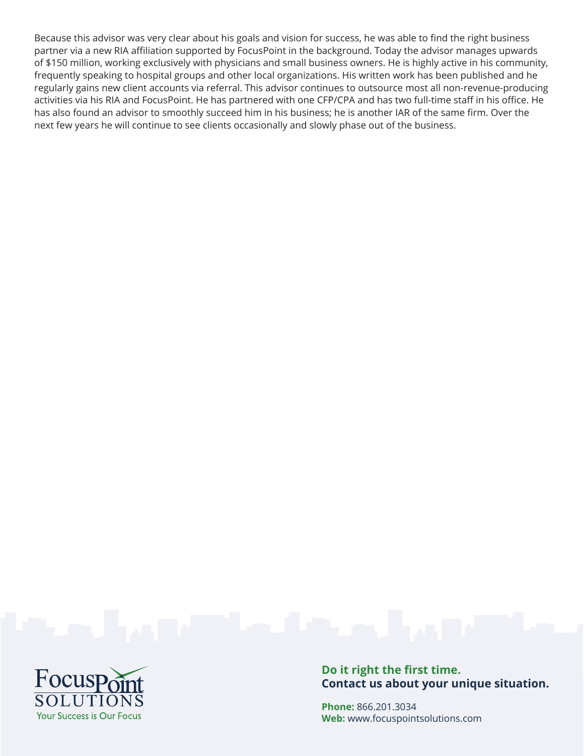Because this advisor was very clear about his goals and vision for success, he was able to find the right business partner via a new RIA affiliation supported by FocusPoint in the background. Today the advisor manages upwards of $150 million, working exclusively with physicians and small business owners. He is highly active in his community, frequently speaking to hospital groups and other local organizations. His written work has been published and he regularly gains new client accounts via referral. This advisor continues to outsource most all non-revenue-producing activities via his RIA and FocusPoint. He has partnered with one CFP/CPA and has two full-time staff in his office. He has also found an advisor to smoothly succeed him in his business; he is another IAR of the same firm. Over the next few years he will continue to see clients occasionally and slowly phase out of the business.

FocusPoint SOLUTIONS
Your Success is Our Focus

**Do it right the first time.**
**Contact us about your unique situation.**

**Phone:** 866.201.3034
**Web:** www.focuspointsolutions.com